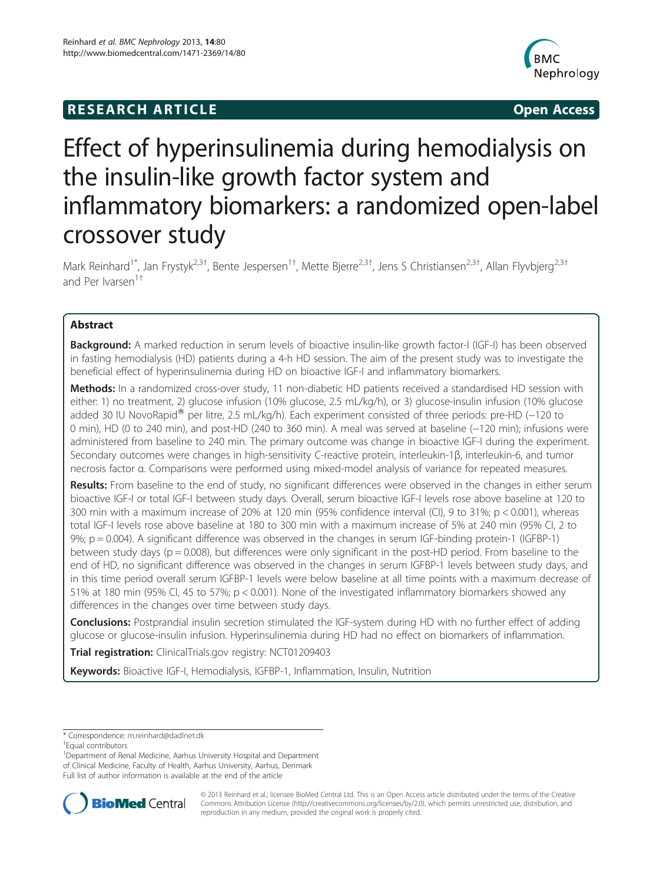**RESEARCH ARTICLE** **Open Access**

# Effect of hyperinsulinemia during hemodialysis on the insulin-like growth factor system and inflammatory biomarkers: a randomized open-label crossover study

Mark Reinhard[1*], Jan Frystyk[2,3†], Bente Jespersen[1†], Mette Bjerre[2,3†], Jens S Christiansen[2,3†], Allan Flyvbjerg[2,3†] and Per Ivarsen[1†]

## Abstract

**Background:** A marked reduction in serum levels of bioactive insulin-like growth factor-I (IGF-I) has been observed in fasting hemodialysis (HD) patients during a 4-h HD session. The aim of the present study was to investigate the beneficial effect of hyperinsulinemia during HD on bioactive IGF-I and inflammatory biomarkers.

**Methods:** In a randomized cross-over study, 11 non-diabetic HD patients received a standardised HD session with either: 1) no treatment, 2) glucose infusion (10% glucose, 2.5 mL/kg/h), or 3) glucose-insulin infusion (10% glucose added 30 IU NovoRapid® per litre, 2.5 mL/kg/h). Each experiment consisted of three periods: pre-HD (−120 to 0 min), HD (0 to 240 min), and post-HD (240 to 360 min). A meal was served at baseline (−120 min); infusions were administered from baseline to 240 min. The primary outcome was change in bioactive IGF-I during the experiment. Secondary outcomes were changes in high-sensitivity C-reactive protein, interleukin-1β, interleukin-6, and tumor necrosis factor α. Comparisons were performed using mixed-model analysis of variance for repeated measures.

**Results:** From baseline to the end of study, no significant differences were observed in the changes in either serum bioactive IGF-I or total IGF-I between study days. Overall, serum bioactive IGF-I levels rose above baseline at 120 to 300 min with a maximum increase of 20% at 120 min (95% confidence interval (CI), 9 to 31%; $p < 0.001$), whereas total IGF-I levels rose above baseline at 180 to 300 min with a maximum increase of 5% at 240 min (95% CI, 2 to 9%; $p = 0.004$). A significant difference was observed in the changes in serum IGF-binding protein-1 (IGFBP-1) between study days ($p = 0.008$), but differences were only significant in the post-HD period. From baseline to the end of HD, no significant difference was observed in the changes in serum IGFBP-1 levels between study days, and in this time period overall serum IGFBP-1 levels were below baseline at all time points with a maximum decrease of 51% at 180 min (95% CI, 45 to 57%; $p < 0.001$). None of the investigated inflammatory biomarkers showed any differences in the changes over time between study days.

**Conclusions:** Postprandial insulin secretion stimulated the IGF-system during HD with no further effect of adding glucose or glucose-insulin infusion. Hyperinsulinemia during HD had no effect on biomarkers of inflammation.

**Trial registration:** ClinicalTrials.gov registry: NCT01209403

**Keywords:** Bioactive IGF-I, Hemodialysis, IGFBP-1, Inflammation, Insulin, Nutrition

---

\* Correspondence: m.reinhard@dadlnet.dk

†Equal contributors

[1]Department of Renal Medicine, Aarhus University Hospital and Department of Clinical Medicine, Faculty of Health, Aarhus University, Aarhus, Denmark

Full list of author information is available at the end of the article

© 2013 Reinhard et al.; licensee BioMed Central Ltd. This is an Open Access article distributed under the terms of the Creative Commons Attribution License (http://creativecommons.org/licenses/by/2.0), which permits unrestricted use, distribution, and reproduction in any medium, provided the original work is properly cited.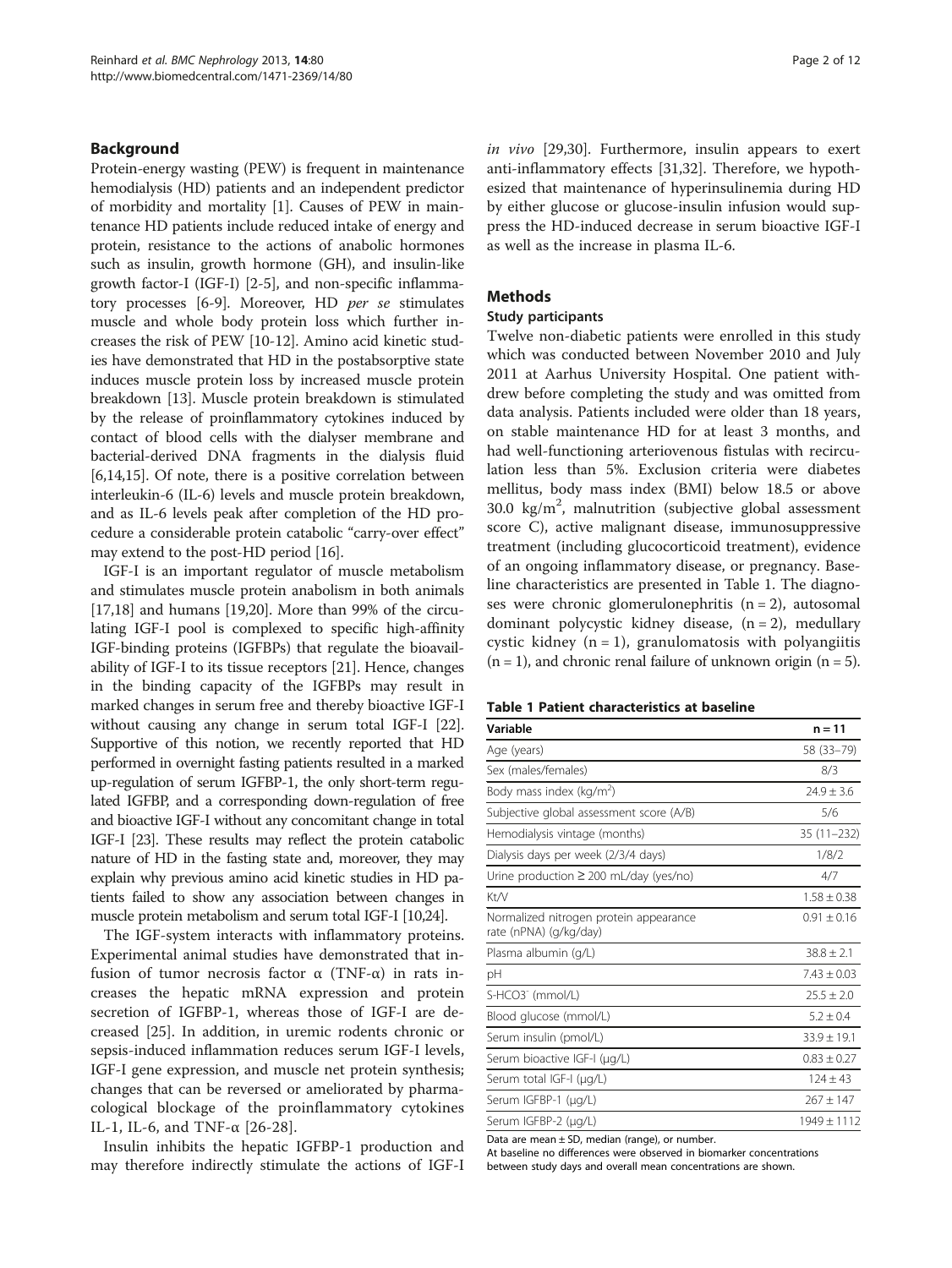## Background

Protein-energy wasting (PEW) is frequent in maintenance hemodialysis (HD) patients and an independent predictor of morbidity and mortality [1]. Causes of PEW in maintenance HD patients include reduced intake of energy and protein, resistance to the actions of anabolic hormones such as insulin, growth hormone (GH), and insulin-like growth factor-I (IGF-I) [2-5], and non-specific inflammatory processes [6-9]. Moreover, HD *per se* stimulates muscle and whole body protein loss which further increases the risk of PEW [10-12]. Amino acid kinetic studies have demonstrated that HD in the postabsorptive state induces muscle protein loss by increased muscle protein breakdown [13]. Muscle protein breakdown is stimulated by the release of proinflammatory cytokines induced by contact of blood cells with the dialyser membrane and bacterial-derived DNA fragments in the dialysis fluid [6,14,15]. Of note, there is a positive correlation between interleukin-6 (IL-6) levels and muscle protein breakdown, and as IL-6 levels peak after completion of the HD procedure a considerable protein catabolic "carry-over effect" may extend to the post-HD period [16].

IGF-I is an important regulator of muscle metabolism and stimulates muscle protein anabolism in both animals [17,18] and humans [19,20]. More than 99% of the circulating IGF-I pool is complexed to specific high-affinity IGF-binding proteins (IGFBPs) that regulate the bioavailability of IGF-I to its tissue receptors [21]. Hence, changes in the binding capacity of the IGFBPs may result in marked changes in serum free and thereby bioactive IGF-I without causing any change in serum total IGF-I [22]. Supportive of this notion, we recently reported that HD performed in overnight fasting patients resulted in a marked up-regulation of serum IGFBP-1, the only short-term regulated IGFBP, and a corresponding down-regulation of free and bioactive IGF-I without any concomitant change in total IGF-I [23]. These results may reflect the protein catabolic nature of HD in the fasting state and, moreover, they may explain why previous amino acid kinetic studies in HD patients failed to show any association between changes in muscle protein metabolism and serum total IGF-I [10,24].

The IGF-system interacts with inflammatory proteins. Experimental animal studies have demonstrated that infusion of tumor necrosis factor α (TNF-α) in rats increases the hepatic mRNA expression and protein secretion of IGFBP-1, whereas those of IGF-I are decreased [25]. In addition, in uremic rodents chronic or sepsis-induced inflammation reduces serum IGF-I levels, IGF-I gene expression, and muscle net protein synthesis; changes that can be reversed or ameliorated by pharmacological blockage of the proinflammatory cytokines IL-1, IL-6, and TNF-α [26-28].

Insulin inhibits the hepatic IGFBP-1 production and may therefore indirectly stimulate the actions of IGF-I *in vivo* [29,30]. Furthermore, insulin appears to exert anti-inflammatory effects [31,32]. Therefore, we hypothesized that maintenance of hyperinsulinemia during HD by either glucose or glucose-insulin infusion would suppress the HD-induced decrease in serum bioactive IGF-I as well as the increase in plasma IL-6.

## Methods

### Study participants

Twelve non-diabetic patients were enrolled in this study which was conducted between November 2010 and July 2011 at Aarhus University Hospital. One patient withdrew before completing the study and was omitted from data analysis. Patients included were older than 18 years, on stable maintenance HD for at least 3 months, and had well-functioning arteriovenous fistulas with recirculation less than 5%. Exclusion criteria were diabetes mellitus, body mass index (BMI) below 18.5 or above 30.0 $kg/m^2$, malnutrition (subjective global assessment score C), active malignant disease, immunosuppressive treatment (including glucocorticoid treatment), evidence of an ongoing inflammatory disease, or pregnancy. Baseline characteristics are presented in Table 1. The diagnoses were chronic glomerulonephritis (n = 2), autosomal dominant polycystic kidney disease, (n = 2), medullary cystic kidney (n = 1), granulomatosis with polyangiitis (n = 1), and chronic renal failure of unknown origin (n = 5).

**Table 1 Patient characteristics at baseline**

| Variable | n = 11 |
|---|---|
| Age (years) | 58 (33–79) |
| Sex (males/females) | 8/3 |
| Body mass index ($kg/m^2$) | 24.9 ± 3.6 |
| Subjective global assessment score (A/B) | 5/6 |
| Hemodialysis vintage (months) | 35 (11–232) |
| Dialysis days per week (2/3/4 days) | 1/8/2 |
| Urine production ≥ 200 mL/day (yes/no) | 4/7 |
| Kt/V | 1.58 ± 0.38 |
| Normalized nitrogen protein appearance rate (nPNA) (g/kg/day) | 0.91 ± 0.16 |
| Plasma albumin (g/L) | 38.8 ± 2.1 |
| pH | 7.43 ± 0.03 |
| S-$HCO_3^-$ (mmol/L) | 25.5 ± 2.0 |
| Blood glucose (mmol/L) | 5.2 ± 0.4 |
| Serum insulin (pmol/L) | 33.9 ± 19.1 |
| Serum bioactive IGF-I (μg/L) | 0.83 ± 0.27 |
| Serum total IGF-I (μg/L) | 124 ± 43 |
| Serum IGFBP-1 (μg/L) | 267 ± 147 |
| Serum IGFBP-2 (μg/L) | 1949 ± 1112 |

Data are mean ± SD, median (range), or number.
At baseline no differences were observed in biomarker concentrations between study days and overall mean concentrations are shown.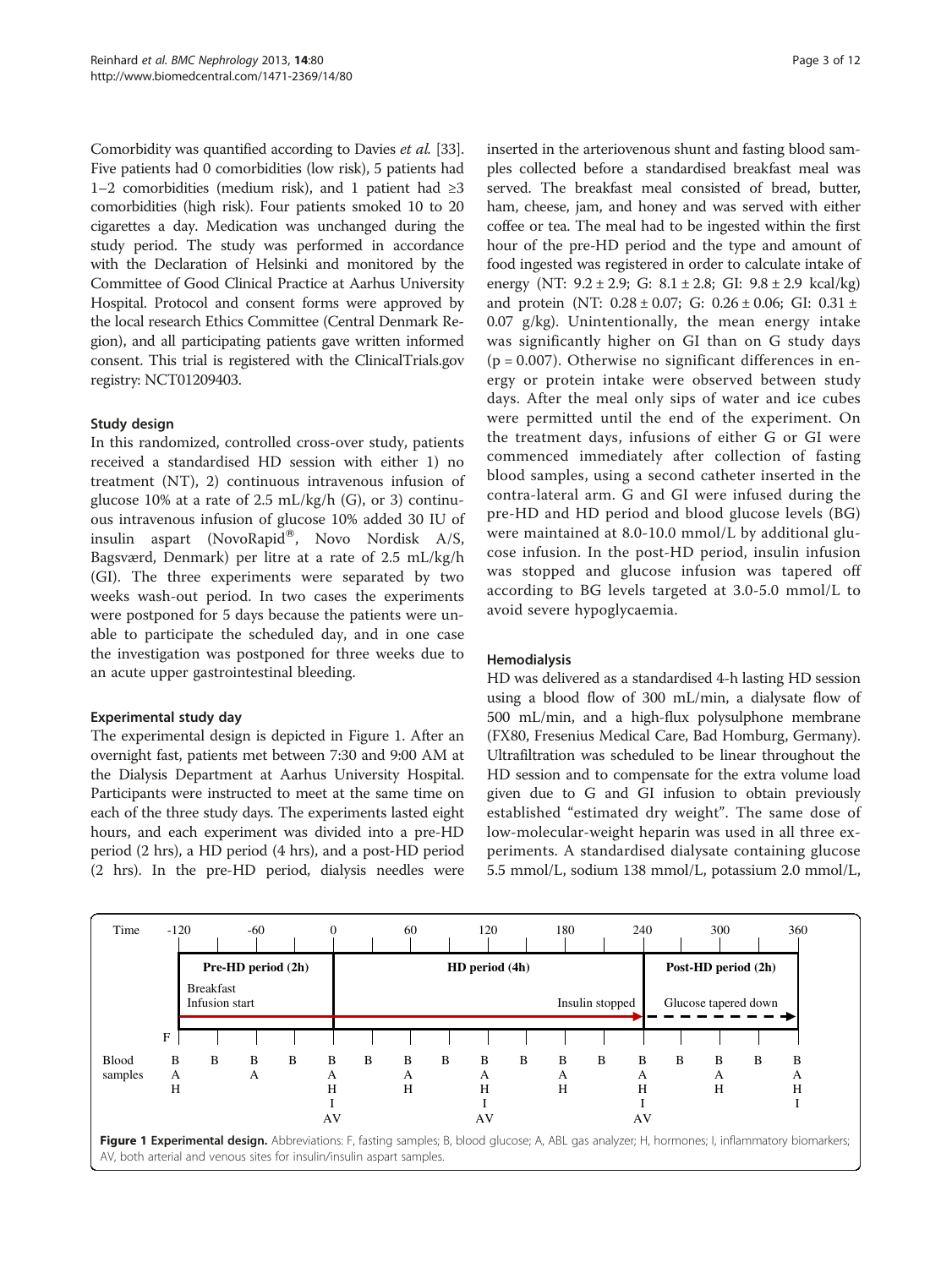Comorbidity was quantified according to Davies *et al.* [33]. Five patients had 0 comorbidities (low risk), 5 patients had 1–2 comorbidities (medium risk), and 1 patient had ≥3 comorbidities (high risk). Four patients smoked 10 to 20 cigarettes a day. Medication was unchanged during the study period. The study was performed in accordance with the Declaration of Helsinki and monitored by the Committee of Good Clinical Practice at Aarhus University Hospital. Protocol and consent forms were approved by the local research Ethics Committee (Central Denmark Region), and all participating patients gave written informed consent. This trial is registered with the ClinicalTrials.gov registry: NCT01209403.

### Study design

In this randomized, controlled cross-over study, patients received a standardised HD session with either 1) no treatment (NT), 2) continuous intravenous infusion of glucose 10% at a rate of 2.5 mL/kg/h (G), or 3) continuous intravenous infusion of glucose 10% added 30 IU of insulin aspart (NovoRapid®, Novo Nordisk A/S, Bagsværd, Denmark) per litre at a rate of 2.5 mL/kg/h (GI). The three experiments were separated by two weeks wash-out period. In two cases the experiments were postponed for 5 days because the patients were unable to participate the scheduled day, and in one case the investigation was postponed for three weeks due to an acute upper gastrointestinal bleeding.

### Experimental study day

The experimental design is depicted in Figure 1. After an overnight fast, patients met between 7:30 and 9:00 AM at the Dialysis Department at Aarhus University Hospital. Participants were instructed to meet at the same time on each of the three study days. The experiments lasted eight hours, and each experiment was divided into a pre-HD period (2 hrs), a HD period (4 hrs), and a post-HD period (2 hrs). In the pre-HD period, dialysis needles were inserted in the arteriovenous shunt and fasting blood samples collected before a standardised breakfast meal was served. The breakfast meal consisted of bread, butter, ham, cheese, jam, and honey and was served with either coffee or tea. The meal had to be ingested within the first hour of the pre-HD period and the type and amount of food ingested was registered in order to calculate intake of energy (NT: 9.2 ± 2.9; G: 8.1 ± 2.8; GI: 9.8 ± 2.9 kcal/kg) and protein (NT: 0.28 ± 0.07; G: 0.26 ± 0.06; GI: 0.31 ± 0.07 g/kg). Unintentionally, the mean energy intake was significantly higher on GI than on G study days ($p = 0.007$). Otherwise no significant differences in energy or protein intake were observed between study days. After the meal only sips of water and ice cubes were permitted until the end of the experiment. On the treatment days, infusions of either G or GI were commenced immediately after collection of fasting blood samples, using a second catheter inserted in the contra-lateral arm. G and GI were infused during the pre-HD and HD period and blood glucose levels (BG) were maintained at 8.0-10.0 mmol/L by additional glucose infusion. In the post-HD period, insulin infusion was stopped and glucose infusion was tapered off according to BG levels targeted at 3.0-5.0 mmol/L to avoid severe hypoglycaemia.

### Hemodialysis

HD was delivered as a standardised 4-h lasting HD session using a blood flow of 300 mL/min, a dialysate flow of 500 mL/min, and a high-flux polysulphone membrane (FX80, Fresenius Medical Care, Bad Homburg, Germany). Ultrafiltration was scheduled to be linear throughout the HD session and to compensate for the extra volume load given due to G and GI infusion to obtain previously established "estimated dry weight". The same dose of low-molecular-weight heparin was used in all three experiments. A standardised dialysate containing glucose 5.5 mmol/L, sodium 138 mmol/L, potassium 2.0 mmol/L,

| Time | -120 | | -60 | | 0 | | 60 | | 120 | | 180 | | 240 | | 300 | | 360 |
|---|---|---|---|---|---|---|---|---|---|---|---|---|---|---|---|---|---|
| | Pre-HD period (2h): Breakfast, Infusion start | | | | HD period (4h) | | | | | | | Insulin stopped | Post-HD period (2h): Glucose tapered down | | | | |
| | F | | | | | | | | | | | | | | | | |
| Blood samples | B A H | B | B A | B | B A H I AV | B | B A H | B | B A H I AV | B | B A H | B | B A H I AV | B | B A H | B | B A H I |

**Figure 1 Experimental design.** Abbreviations: F, fasting samples; B, blood glucose; A, ABL gas analyzer; H, hormones; I, inflammatory biomarkers; AV, both arterial and venous sites for insulin/insulin aspart samples.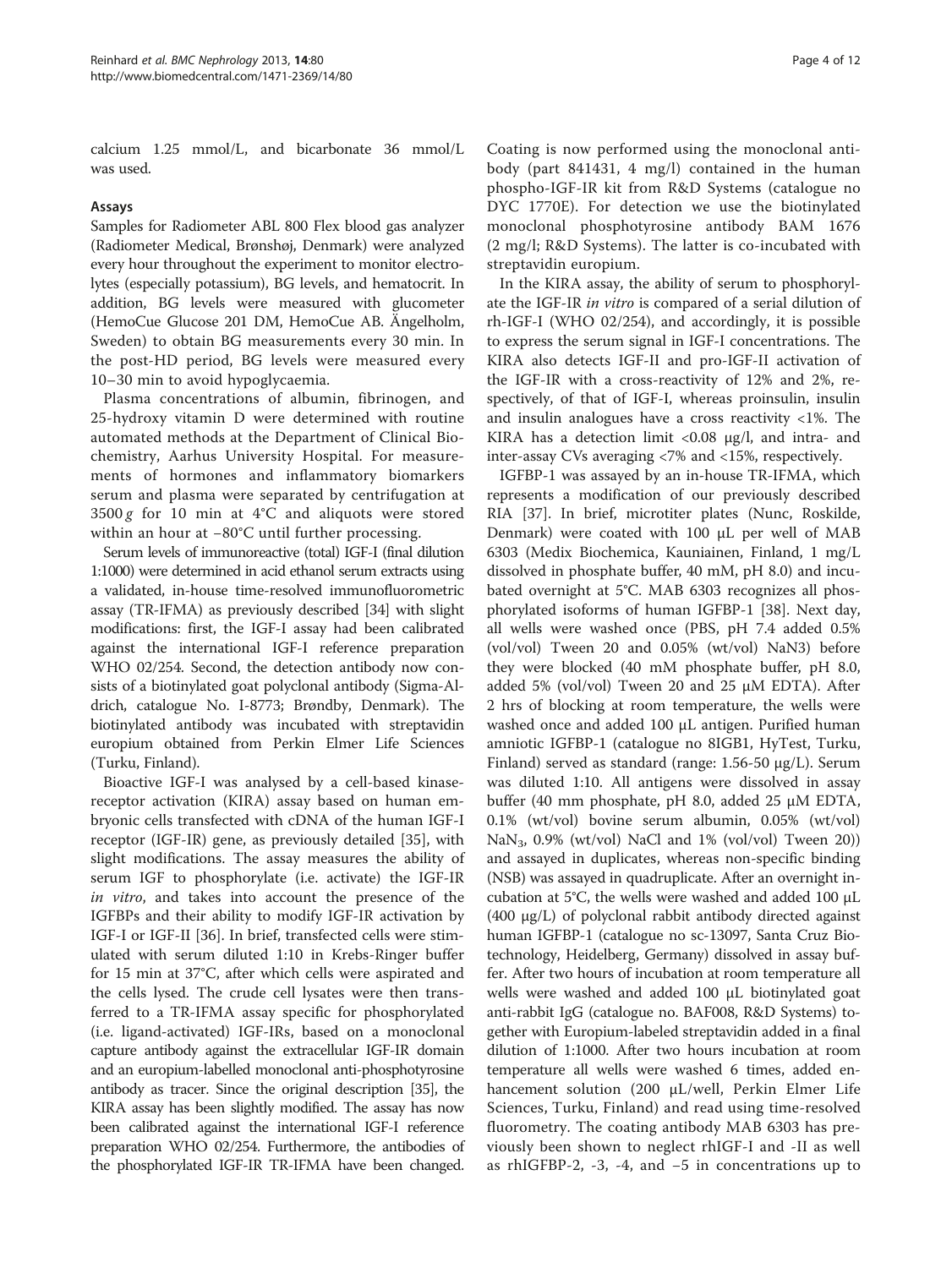calcium 1.25 mmol/L, and bicarbonate 36 mmol/L was used.

### Assays

Samples for Radiometer ABL 800 Flex blood gas analyzer (Radiometer Medical, Brønshøj, Denmark) were analyzed every hour throughout the experiment to monitor electrolytes (especially potassium), BG levels, and hematocrit. In addition, BG levels were measured with glucometer (HemoCue Glucose 201 DM, HemoCue AB. Ängelholm, Sweden) to obtain BG measurements every 30 min. In the post-HD period, BG levels were measured every 10–30 min to avoid hypoglycaemia.

Plasma concentrations of albumin, fibrinogen, and 25-hydroxy vitamin D were determined with routine automated methods at the Department of Clinical Biochemistry, Aarhus University Hospital. For measurements of hormones and inflammatory biomarkers serum and plasma were separated by centrifugation at 3500 *g* for 10 min at 4°C and aliquots were stored within an hour at −80°C until further processing.

Serum levels of immunoreactive (total) IGF-I (final dilution 1:1000) were determined in acid ethanol serum extracts using a validated, in-house time-resolved immunofluorometric assay (TR-IFMA) as previously described [34] with slight modifications: first, the IGF-I assay had been calibrated against the international IGF-I reference preparation WHO 02/254. Second, the detection antibody now consists of a biotinylated goat polyclonal antibody (Sigma-Aldrich, catalogue No. I-8773; Brøndby, Denmark). The biotinylated antibody was incubated with streptavidin europium obtained from Perkin Elmer Life Sciences (Turku, Finland).

Bioactive IGF-I was analysed by a cell-based kinase-receptor activation (KIRA) assay based on human embryonic cells transfected with cDNA of the human IGF-I receptor (IGF-IR) gene, as previously detailed [35], with slight modifications. The assay measures the ability of serum IGF to phosphorylate (i.e. activate) the IGF-IR *in vitro*, and takes into account the presence of the IGFBPs and their ability to modify IGF-IR activation by IGF-I or IGF-II [36]. In brief, transfected cells were stimulated with serum diluted 1:10 in Krebs-Ringer buffer for 15 min at 37°C, after which cells were aspirated and the cells lysed. The crude cell lysates were then transferred to a TR-IFMA assay specific for phosphorylated (i.e. ligand-activated) IGF-IRs, based on a monoclonal capture antibody against the extracellular IGF-IR domain and an europium-labelled monoclonal anti-phosphotyrosine antibody as tracer. Since the original description [35], the KIRA assay has been slightly modified. The assay has now been calibrated against the international IGF-I reference preparation WHO 02/254. Furthermore, the antibodies of the phosphorylated IGF-IR TR-IFMA have been changed. Coating is now performed using the monoclonal antibody (part 841431, 4 mg/l) contained in the human phospho-IGF-IR kit from R&D Systems (catalogue no DYC 1770E). For detection we use the biotinylated monoclonal phosphotyrosine antibody BAM 1676 (2 mg/l; R&D Systems). The latter is co-incubated with streptavidin europium.

In the KIRA assay, the ability of serum to phosphorylate the IGF-IR *in vitro* is compared of a serial dilution of rh-IGF-I (WHO 02/254), and accordingly, it is possible to express the serum signal in IGF-I concentrations. The KIRA also detects IGF-II and pro-IGF-II activation of the IGF-IR with a cross-reactivity of 12% and 2%, respectively, of that of IGF-I, whereas proinsulin, insulin and insulin analogues have a cross reactivity <1%. The KIRA has a detection limit <0.08 μg/l, and intra- and inter-assay CVs averaging <7% and <15%, respectively.

IGFBP-1 was assayed by an in-house TR-IFMA, which represents a modification of our previously described RIA [37]. In brief, microtiter plates (Nunc, Roskilde, Denmark) were coated with 100 μL per well of MAB 6303 (Medix Biochemica, Kauniainen, Finland, 1 mg/L dissolved in phosphate buffer, 40 mM, pH 8.0) and incubated overnight at 5°C. MAB 6303 recognizes all phosphorylated isoforms of human IGFBP-1 [38]. Next day, all wells were washed once (PBS, pH 7.4 added 0.5% (vol/vol) Tween 20 and 0.05% (wt/vol) NaN3) before they were blocked (40 mM phosphate buffer, pH 8.0, added 5% (vol/vol) Tween 20 and 25 μM EDTA). After 2 hrs of blocking at room temperature, the wells were washed once and added 100 μL antigen. Purified human amniotic IGFBP-1 (catalogue no 8IGB1, HyTest, Turku, Finland) served as standard (range: 1.56-50 μg/L). Serum was diluted 1:10. All antigens were dissolved in assay buffer (40 mm phosphate, pH 8.0, added 25 μM EDTA, 0.1% (wt/vol) bovine serum albumin, 0.05% (wt/vol) $NaN_3$, 0.9% (wt/vol) NaCl and 1% (vol/vol) Tween 20)) and assayed in duplicates, whereas non-specific binding (NSB) was assayed in quadruplicate. After an overnight incubation at 5°C, the wells were washed and added 100 μL (400 μg/L) of polyclonal rabbit antibody directed against human IGFBP-1 (catalogue no sc-13097, Santa Cruz Biotechnology, Heidelberg, Germany) dissolved in assay buffer. After two hours of incubation at room temperature all wells were washed and added 100 μL biotinylated goat anti-rabbit IgG (catalogue no. BAF008, R&D Systems) together with Europium-labeled streptavidin added in a final dilution of 1:1000. After two hours incubation at room temperature all wells were washed 6 times, added enhancement solution (200 μL/well, Perkin Elmer Life Sciences, Turku, Finland) and read using time-resolved fluorometry. The coating antibody MAB 6303 has previously been shown to neglect rhIGF-I and -II as well as rhIGFBP-2, -3, -4, and −5 in concentrations up to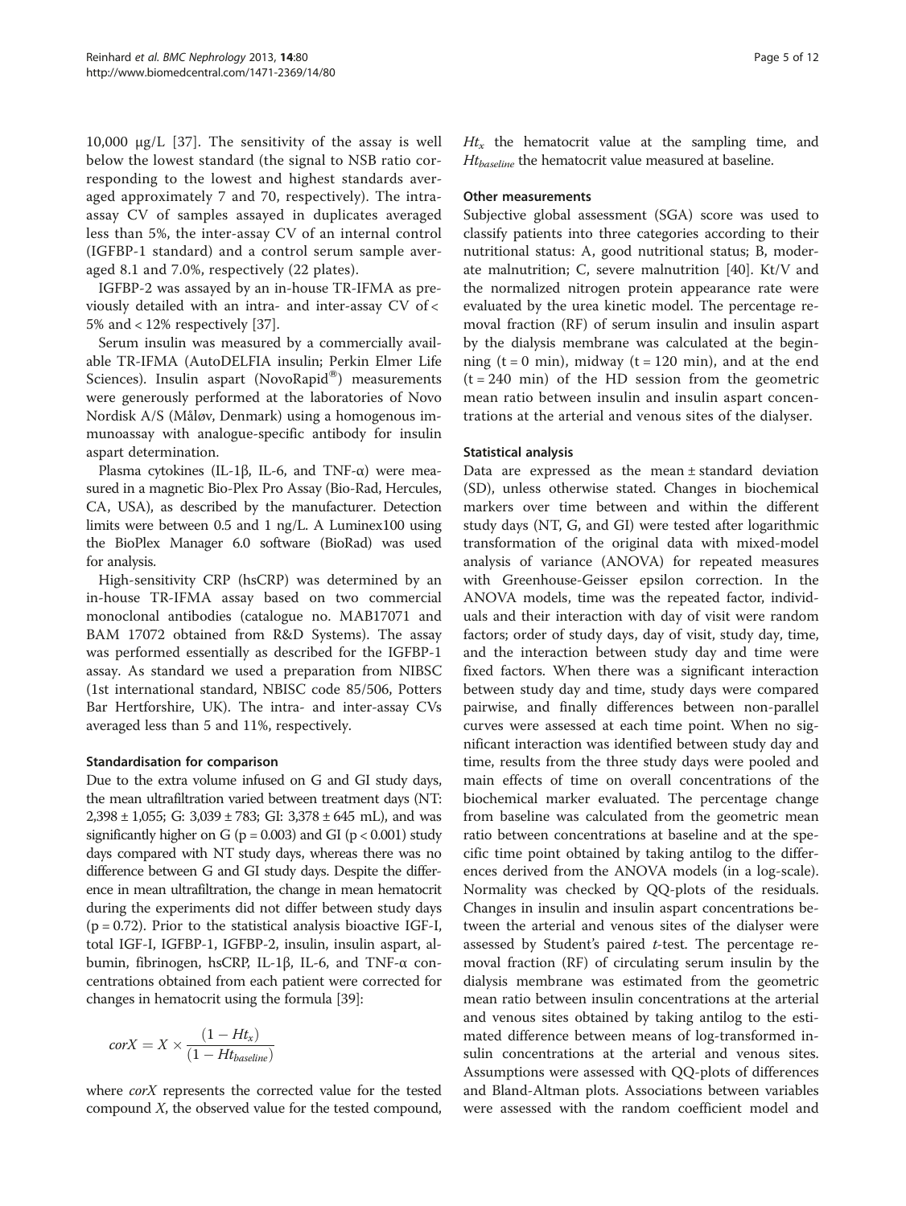10,000 μg/L [37]. The sensitivity of the assay is well below the lowest standard (the signal to NSB ratio corresponding to the lowest and highest standards averaged approximately 7 and 70, respectively). The intra-assay CV of samples assayed in duplicates averaged less than 5%, the inter-assay CV of an internal control (IGFBP-1 standard) and a control serum sample averaged 8.1 and 7.0%, respectively (22 plates).

IGFBP-2 was assayed by an in-house TR-IFMA as previously detailed with an intra- and inter-assay CV of < 5% and < 12% respectively [37].

Serum insulin was measured by a commercially available TR-IFMA (AutoDELFIA insulin; Perkin Elmer Life Sciences). Insulin aspart (NovoRapid®) measurements were generously performed at the laboratories of Novo Nordisk A/S (Måløv, Denmark) using a homogenous immunoassay with analogue-specific antibody for insulin aspart determination.

Plasma cytokines (IL-1β, IL-6, and TNF-α) were measured in a magnetic Bio-Plex Pro Assay (Bio-Rad, Hercules, CA, USA), as described by the manufacturer. Detection limits were between 0.5 and 1 ng/L. A Luminex100 using the BioPlex Manager 6.0 software (BioRad) was used for analysis.

High-sensitivity CRP (hsCRP) was determined by an in-house TR-IFMA assay based on two commercial monoclonal antibodies (catalogue no. MAB17071 and BAM 17072 obtained from R&D Systems). The assay was performed essentially as described for the IGFBP-1 assay. As standard we used a preparation from NIBSC (1st international standard, NBISC code 85/506, Potters Bar Hertfordshire, UK). The intra- and inter-assay CVs averaged less than 5 and 11%, respectively.

#### Standardisation for comparison

Due to the extra volume infused on G and GI study days, the mean ultrafiltration varied between treatment days (NT: 2,398 ± 1,055; G: 3,039 ± 783; GI: 3,378 ± 645 mL), and was significantly higher on G ($p = 0.003$) and GI ($p < 0.001$) study days compared with NT study days, whereas there was no difference between G and GI study days. Despite the difference in mean ultrafiltration, the change in mean hematocrit during the experiments did not differ between study days ($p = 0.72$). Prior to the statistical analysis bioactive IGF-I, total IGF-I, IGFBP-1, IGFBP-2, insulin, insulin aspart, albumin, fibrinogen, hsCRP, IL-1β, IL-6, and TNF-α concentrations obtained from each patient were corrected for changes in hematocrit using the formula [39]:

$$corX = X \times \frac{(1 - Ht_x)}{(1 - Ht_{baseline})}$$

where *corX* represents the corrected value for the tested compound *X*, the observed value for the tested compound, $Ht_x$ the hematocrit value at the sampling time, and $Ht_{baseline}$ the hematocrit value measured at baseline.

#### Other measurements

Subjective global assessment (SGA) score was used to classify patients into three categories according to their nutritional status: A, good nutritional status; B, moderate malnutrition; C, severe malnutrition [40]. Kt/V and the normalized nitrogen protein appearance rate were evaluated by the urea kinetic model. The percentage removal fraction (RF) of serum insulin and insulin aspart by the dialysis membrane was calculated at the beginning ($t = 0$ min), midway ($t = 120$ min), and at the end ($t = 240$ min) of the HD session from the geometric mean ratio between insulin and insulin aspart concentrations at the arterial and venous sites of the dialyser.

#### Statistical analysis

Data are expressed as the mean ± standard deviation (SD), unless otherwise stated. Changes in biochemical markers over time between and within the different study days (NT, G, and GI) were tested after logarithmic transformation of the original data with mixed-model analysis of variance (ANOVA) for repeated measures with Greenhouse-Geisser epsilon correction. In the ANOVA models, time was the repeated factor, individuals and their interaction with day of visit were random factors; order of study days, day of visit, study day, time, and the interaction between study day and time were fixed factors. When there was a significant interaction between study day and time, study days were compared pairwise, and finally differences between non-parallel curves were assessed at each time point. When no significant interaction was identified between study day and time, results from the three study days were pooled and main effects of time on overall concentrations of the biochemical marker evaluated. The percentage change from baseline was calculated from the geometric mean ratio between concentrations at baseline and at the specific time point obtained by taking antilog to the differences derived from the ANOVA models (in a log-scale). Normality was checked by QQ-plots of the residuals. Changes in insulin and insulin aspart concentrations between the arterial and venous sites of the dialyser were assessed by Student's paired *t*-test. The percentage removal fraction (RF) of circulating serum insulin by the dialysis membrane was estimated from the geometric mean ratio between insulin concentrations at the arterial and venous sites obtained by taking antilog to the estimated difference between means of log-transformed insulin concentrations at the arterial and venous sites. Assumptions were assessed with QQ-plots of differences and Bland-Altman plots. Associations between variables were assessed with the random coefficient model and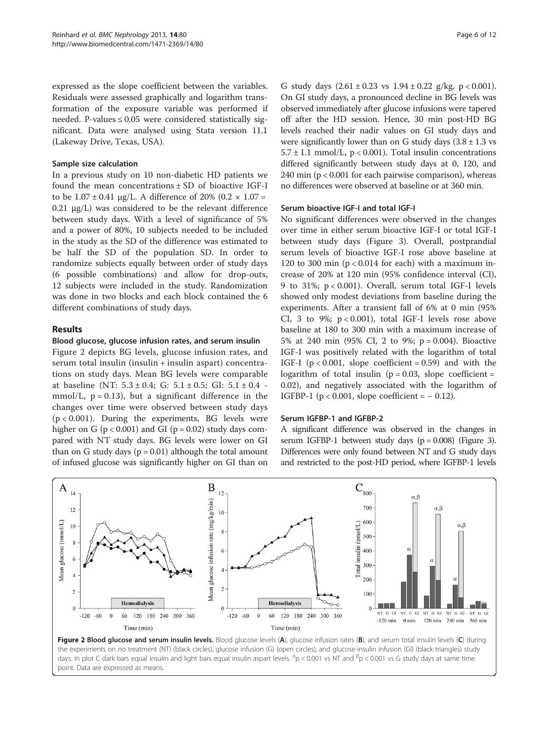expressed as the slope coefficient between the variables. Residuals were assessed graphically and logarithm transformation of the exposure variable was performed if needed. P-values ≤ 0.05 were considered statistically significant. Data were analysed using Stata version 11.1 (Lakeway Drive, Texas, USA).

### Sample size calculation

In a previous study on 10 non-diabetic HD patients we found the mean concentrations ± SD of bioactive IGF-I to be 1.07 ± 0.41 μg/L. A difference of 20% (0.2 × 1.07 = 0.21 μg/L) was considered to be the relevant difference between study days. With a level of significance of 5% and a power of 80%, 10 subjects needed to be included in the study as the SD of the difference was estimated to be half the SD of the population SD. In order to randomize subjects equally between order of study days (6 possible combinations) and allow for drop-outs, 12 subjects were included in the study. Randomization was done in two blocks and each block contained the 6 different combinations of study days.

## Results

### Blood glucose, glucose infusion rates, and serum insulin

Figure 2 depicts BG levels, glucose infusion rates, and serum total insulin (insulin + insulin aspart) concentrations on study days. Mean BG levels were comparable at baseline (NT: 5.3 ± 0.4; G: 5.1 ± 0.5; GI: 5.1 ± 0.4 - mmol/L, $p = 0.13$), but a significant difference in the changes over time were observed between study days ($p < 0.001$). During the experiments, BG levels were higher on G ($p < 0.001$) and GI ($p = 0.02$) study days compared with NT study days. BG levels were lower on GI than on G study days ($p = 0.01$) although the total amount of infused glucose was significantly higher on GI than on G study days (2.61 ± 0.23 vs 1.94 ± 0.22 g/kg, $p < 0.001$). On GI study days, a pronounced decline in BG levels was observed immediately after glucose infusions were tapered off after the HD session. Hence, 30 min post-HD BG levels reached their nadir values on GI study days and were significantly lower than on G study days (3.8 ± 1.3 vs 5.7 ± 1.1 mmol/L, $p < 0.001$). Total insulin concentrations differed significantly between study days at 0, 120, and 240 min ($p < 0.001$ for each pairwise comparison), whereas no differences were observed at baseline or at 360 min.

### Serum bioactive IGF-I and total IGF-I

No significant differences were observed in the changes over time in either serum bioactive IGF-I or total IGF-I between study days (Figure 3). Overall, postprandial serum levels of bioactive IGF-I rose above baseline at 120 to 300 min ($p < 0.014$ for each) with a maximum increase of 20% at 120 min (95% confidence interval (CI), 9 to 31%; $p < 0.001$). Overall, serum total IGF-I levels showed only modest deviations from baseline during the experiments. After a transient fall of 6% at 0 min (95% CI, 3 to 9%; $p < 0.001$), total IGF-I levels rose above baseline at 180 to 300 min with a maximum increase of 5% at 240 min (95% CI, 2 to 9%; $p = 0.004$). Bioactive IGF-I was positively related with the logarithm of total IGF-I ($p < 0.001$, slope coefficient = 0.59) and with the logarithm of total insulin ($p = 0.03$, slope coefficient = 0.02), and negatively associated with the logarithm of IGFBP-1 ($p < 0.001$, slope coefficient = − 0.12).

### Serum IGFBP-1 and IGFBP-2

A significant difference was observed in the changes in serum IGFBP-1 between study days ($p = 0.008$) (Figure 3). Differences were only found between NT and G study days and restricted to the post-HD period, where IGFBP-1 levels

**Figure 2 Blood glucose and serum insulin levels.** Blood glucose levels (**A**), glucose infusion rates (**B**), and serum total insulin levels (**C**) during the experiments on no treatment (NT) (black circles), glucose infusion (G) (open circles), and glucose-insulin infusion (GI) (black triangles) study days. In plot C dark bars equal insulin and light bars equal insulin aspart levels. [α]$p < 0.001$ vs NT and [β]$p < 0.001$ vs G study days at same time point. Data are expressed as means.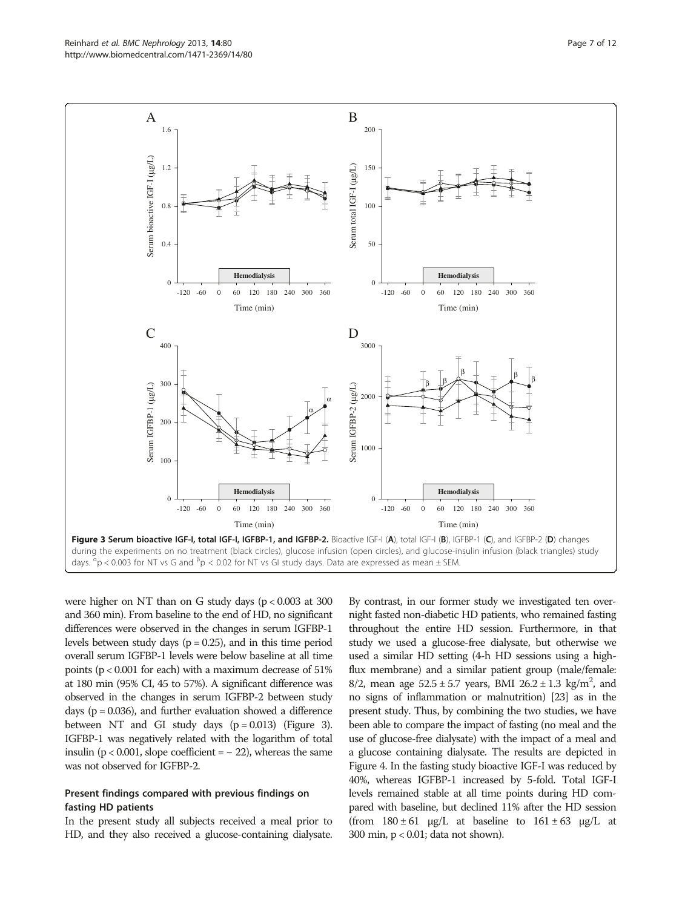**Figure 3 Serum bioactive IGF-I, total IGF-I, IGFBP-1, and IGFBP-2.** Bioactive IGF-I (**A**), total IGF-I (**B**), IGFBP-1 (**C**), and IGFBP-2 (**D**) changes during the experiments on no treatment (black circles), glucose infusion (open circles), and glucose-insulin infusion (black triangles) study days. [α]p < 0.003 for NT vs G and [β]p < 0.02 for NT vs GI study days. Data are expressed as mean ± SEM.

were higher on NT than on G study days ($p < 0.003$ at 300 and 360 min). From baseline to the end of HD, no significant differences were observed in the changes in serum IGFBP-1 levels between study days ($p = 0.25$), and in this time period overall serum IGFBP-1 levels were below baseline at all time points ($p < 0.001$ for each) with a maximum decrease of 51% at 180 min (95% CI, 45 to 57%). A significant difference was observed in the changes in serum IGFBP-2 between study days ($p = 0.036$), and further evaluation showed a difference between NT and GI study days ($p = 0.013$) (Figure 3). IGFBP-1 was negatively related with the logarithm of total insulin ($p < 0.001$, slope coefficient = − 22), whereas the same was not observed for IGFBP-2.

### Present findings compared with previous findings on fasting HD patients

In the present study all subjects received a meal prior to HD, and they also received a glucose-containing dialysate. By contrast, in our former study we investigated ten overnight fasted non-diabetic HD patients, who remained fasting throughout the entire HD session. Furthermore, in that study we used a glucose-free dialysate, but otherwise we used a similar HD setting (4-h HD sessions using a high-flux membrane) and a similar patient group (male/female: 8/2, mean age 52.5 ± 5.7 years, BMI 26.2 ± 1.3 kg/m$^2$, and no signs of inflammation or malnutrition) [23] as in the present study. Thus, by combining the two studies, we have been able to compare the impact of fasting (no meal and the use of glucose-free dialysate) with the impact of a meal and a glucose containing dialysate. The results are depicted in Figure 4. In the fasting study bioactive IGF-I was reduced by 40%, whereas IGFBP-1 increased by 5-fold. Total IGF-I levels remained stable at all time points during HD compared with baseline, but declined 11% after the HD session (from 180 ± 61 μg/L at baseline to 161 ± 63 μg/L at 300 min, $p < 0.01$; data not shown).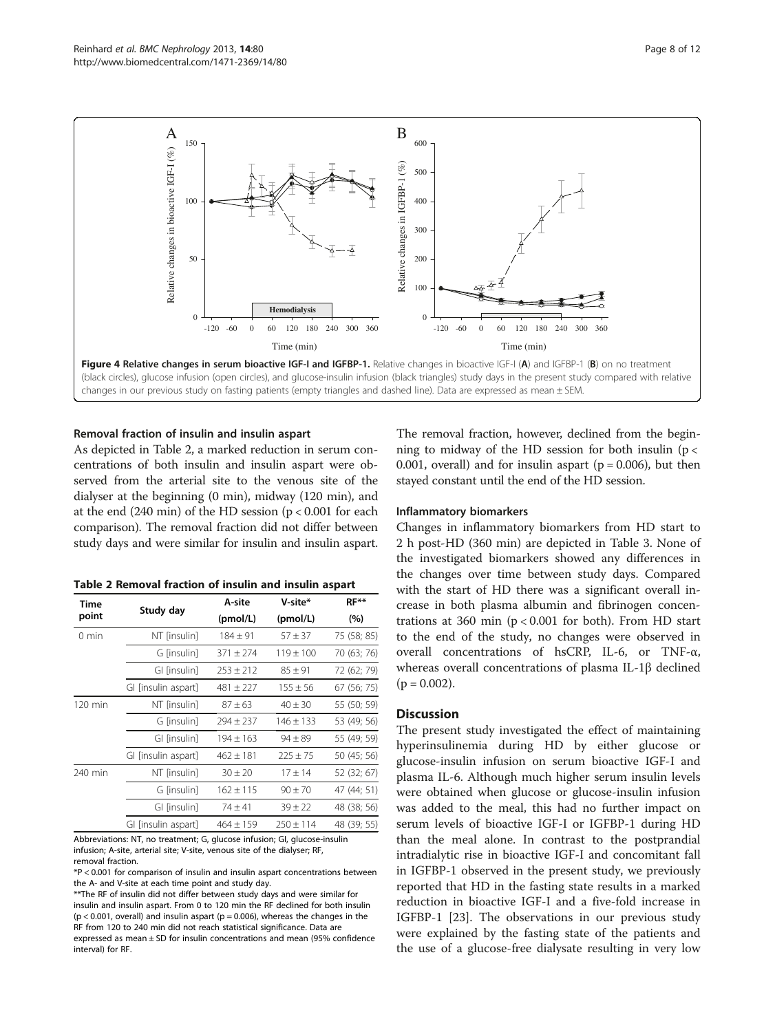**Figure 4 Relative changes in serum bioactive IGF-I and IGFBP-1.** Relative changes in bioactive IGF-I (**A**) and IGFBP-1 (**B**) on no treatment (black circles), glucose infusion (open circles), and glucose-insulin infusion (black triangles) study days in the present study compared with relative changes in our previous study on fasting patients (empty triangles and dashed line). Data are expressed as mean ± SEM.

### Removal fraction of insulin and insulin aspart

As depicted in Table 2, a marked reduction in serum concentrations of both insulin and insulin aspart were observed from the arterial site to the venous site of the dialyser at the beginning (0 min), midway (120 min), and at the end (240 min) of the HD session ($p < 0.001$ for each comparison). The removal fraction did not differ between study days and were similar for insulin and insulin aspart.

**Table 2 Removal fraction of insulin and insulin aspart**

| Time point | Study day | A-site (pmol/L) | V-site* (pmol/L) | RF** (%) |
|---|---|---|---|---|
| 0 min | NT [insulin] | 184 ± 91 | 57 ± 37 | 75 (58; 85) |
| | G [insulin] | 371 ± 274 | 119 ± 100 | 70 (63; 76) |
| | GI [insulin] | 253 ± 212 | 85 ± 91 | 72 (62; 79) |
| | GI [insulin aspart] | 481 ± 227 | 155 ± 56 | 67 (56; 75) |
| 120 min | NT [insulin] | 87 ± 63 | 40 ± 30 | 55 (50; 59) |
| | G [insulin] | 294 ± 237 | 146 ± 133 | 53 (49; 56) |
| | GI [insulin] | 194 ± 163 | 94 ± 89 | 55 (49; 59) |
| | GI [insulin aspart] | 462 ± 181 | 225 ± 75 | 50 (45; 56) |
| 240 min | NT [insulin] | 30 ± 20 | 17 ± 14 | 52 (32; 67) |
| | G [insulin] | 162 ± 115 | 90 ± 70 | 47 (44; 51) |
| | GI [insulin] | 74 ± 41 | 39 ± 22 | 48 (38; 56) |
| | GI [insulin aspart] | 464 ± 159 | 250 ± 114 | 48 (39; 55) |

Abbreviations: NT, no treatment; G, glucose infusion; GI, glucose-insulin infusion; A-site, arterial site; V-site, venous site of the dialyser; RF, removal fraction.

*P < 0.001 for comparison of insulin and insulin aspart concentrations between the A- and V-site at each time point and study day.

**The RF of insulin did not differ between study days and were similar for insulin and insulin aspart. From 0 to 120 min the RF declined for both insulin ($p < 0.001$, overall) and insulin aspart ($p = 0.006$), whereas the changes in the RF from 120 to 240 min did not reach statistical significance. Data are expressed as mean ± SD for insulin concentrations and mean (95% confidence interval) for RF.

The removal fraction, however, declined from the beginning to midway of the HD session for both insulin ($p < 0.001$, overall) and for insulin aspart ($p = 0.006$), but then stayed constant until the end of the HD session.

### Inflammatory biomarkers

Changes in inflammatory biomarkers from HD start to 2 h post-HD (360 min) are depicted in Table 3. None of the investigated biomarkers showed any differences in the changes over time between study days. Compared with the start of HD there was a significant overall increase in both plasma albumin and fibrinogen concentrations at 360 min ($p < 0.001$ for both). From HD start to the end of the study, no changes were observed in overall concentrations of hsCRP, IL-6, or TNF-α, whereas overall concentrations of plasma IL-1β declined ($p = 0.002$).

## Discussion

The present study investigated the effect of maintaining hyperinsulinemia during HD by either glucose or glucose-insulin infusion on serum bioactive IGF-I and plasma IL-6. Although much higher serum insulin levels were obtained when glucose or glucose-insulin infusion was added to the meal, this had no further impact on serum levels of bioactive IGF-I or IGFBP-1 during HD than the meal alone. In contrast to the postprandial intradialytic rise in bioactive IGF-I and concomitant fall in IGFBP-1 observed in the present study, we previously reported that HD in the fasting state results in a marked reduction in bioactive IGF-I and a five-fold increase in IGFBP-1 [23]. The observations in our previous study were explained by the fasting state of the patients and the use of a glucose-free dialysate resulting in very low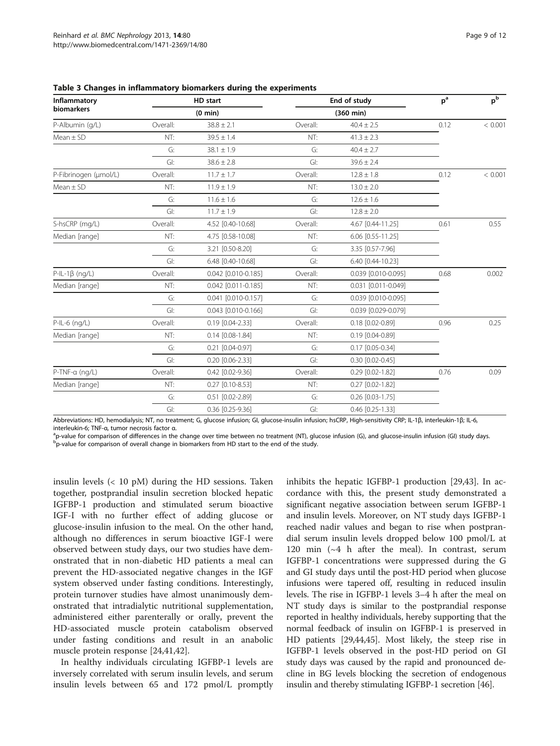**Table 3 Changes in inflammatory biomarkers during the experiments**

| Inflammatory biomarkers | HD start | | End of study | | p[a] | p[b] |
|---|---|---|---|---|---|---|
| | (0 min) | | (360 min) | | | |
| P-Albumin (g/L) | Overall: | 38.8 ± 2.1 | Overall: | 40.4 ± 2.5 | 0.12 | < 0.001 |
| Mean ± SD | NT: | 39.5 ± 1.4 | NT: | 41.3 ± 2.3 | | |
| | G: | 38.1 ± 1.9 | G: | 40.4 ± 2.7 | | |
| | GI: | 38.6 ± 2.8 | GI: | 39.6 ± 2.4 | | |
| P-Fibrinogen (μmol/L) | Overall: | 11.7 ± 1.7 | Overall: | 12.8 ± 1.8 | 0.12 | < 0.001 |
| Mean ± SD | NT: | 11.9 ± 1.9 | NT: | 13.0 ± 2.0 | | |
| | G: | 11.6 ± 1.6 | G: | 12.6 ± 1.6 | | |
| | GI: | 11.7 ± 1.9 | GI: | 12.8 ± 2.0 | | |
| S-hsCRP (mg/L) | Overall: | 4.52 [0.40-10.68] | Overall: | 4.67 [0.44-11.25] | 0.61 | 0.55 |
| Median [range] | NT: | 4.75 [0.58-10.08] | NT: | 6.06 [0.55-11.25] | | |
| | G: | 3.21 [0.50-8.20] | G: | 3.35 [0.57-7.96] | | |
| | GI: | 6.48 [0.40-10.68] | GI: | 6.40 [0.44-10.23] | | |
| P-IL-1β (ng/L) | Overall: | 0.042 [0.010-0.185] | Overall: | 0.039 [0.010-0.095] | 0.68 | 0.002 |
| Median [range] | NT: | 0.042 [0.011-0.185] | NT: | 0.031 [0.011-0.049] | | |
| | G: | 0.041 [0.010-0.157] | G: | 0.039 [0.010-0.095] | | |
| | GI: | 0.043 [0.010-0.166] | GI: | 0.039 [0.029-0.079] | | |
| P-IL-6 (ng/L) | Overall: | 0.19 [0.04-2.33] | Overall: | 0.18 [0.02-0.89] | 0.96 | 0.25 |
| Median [range] | NT: | 0.14 [0.08-1.84] | NT: | 0.19 [0.04-0.89] | | |
| | G: | 0.21 [0.04-0.97] | G: | 0.17 [0.05-0.34] | | |
| | GI: | 0.20 [0.06-2.33] | GI: | 0.30 [0.02-0.45] | | |
| P-TNF-α (ng/L) | Overall: | 0.42 [0.02-9.36] | Overall: | 0.29 [0.02-1.82] | 0.76 | 0.09 |
| Median [range] | NT: | 0.27 [0.10-8.53] | NT: | 0.27 [0.02-1.82] | | |
| | G: | 0.51 [0.02-2.89] | G: | 0.26 [0.03-1.75] | | |
| | GI: | 0.36 [0.25-9.36] | GI: | 0.46 [0.25-1.33] | | |

Abbreviations: HD, hemodialysis; NT, no treatment; G, glucose infusion; GI, glucose-insulin infusion; hsCRP, High-sensitivity CRP; IL-1β, interleukin-1β; IL-6, interleukin-6; TNF-α, tumor necrosis factor α.
[a]p-value for comparison of differences in the change over time between no treatment (NT), glucose infusion (G), and glucose-insulin infusion (GI) study days.
[b]p-value for comparison of overall change in biomarkers from HD start to the end of the study.

insulin levels (< 10 pM) during the HD sessions. Taken together, postprandial insulin secretion blocked hepatic IGFBP-1 production and stimulated serum bioactive IGF-I with no further effect of adding glucose or glucose-insulin infusion to the meal. On the other hand, although no differences in serum bioactive IGF-I were observed between study days, our two studies have demonstrated that in non-diabetic HD patients a meal can prevent the HD-associated negative changes in the IGF system observed under fasting conditions. Interestingly, protein turnover studies have almost unanimously demonstrated that intradialytic nutritional supplementation, administered either parenterally or orally, prevent the HD-associated muscle protein catabolism observed under fasting conditions and result in an anabolic muscle protein response [24,41,42].

In healthy individuals circulating IGFBP-1 levels are inversely correlated with serum insulin levels, and serum insulin levels between 65 and 172 pmol/L promptly inhibits the hepatic IGFBP-1 production [29,43]. In accordance with this, the present study demonstrated a significant negative association between serum IGFBP-1 and insulin levels. Moreover, on NT study days IGFBP-1 reached nadir values and began to rise when postprandial serum insulin levels dropped below 100 pmol/L at 120 min (~4 h after the meal). In contrast, serum IGFBP-1 concentrations were suppressed during the G and GI study days until the post-HD period when glucose infusions were tapered off, resulting in reduced insulin levels. The rise in IGFBP-1 levels 3–4 h after the meal on NT study days is similar to the postprandial response reported in healthy individuals, hereby supporting that the normal feedback of insulin on IGFBP-1 is preserved in HD patients [29,44,45]. Most likely, the steep rise in IGFBP-1 levels observed in the post-HD period on GI study days was caused by the rapid and pronounced decline in BG levels blocking the secretion of endogenous insulin and thereby stimulating IGFBP-1 secretion [46].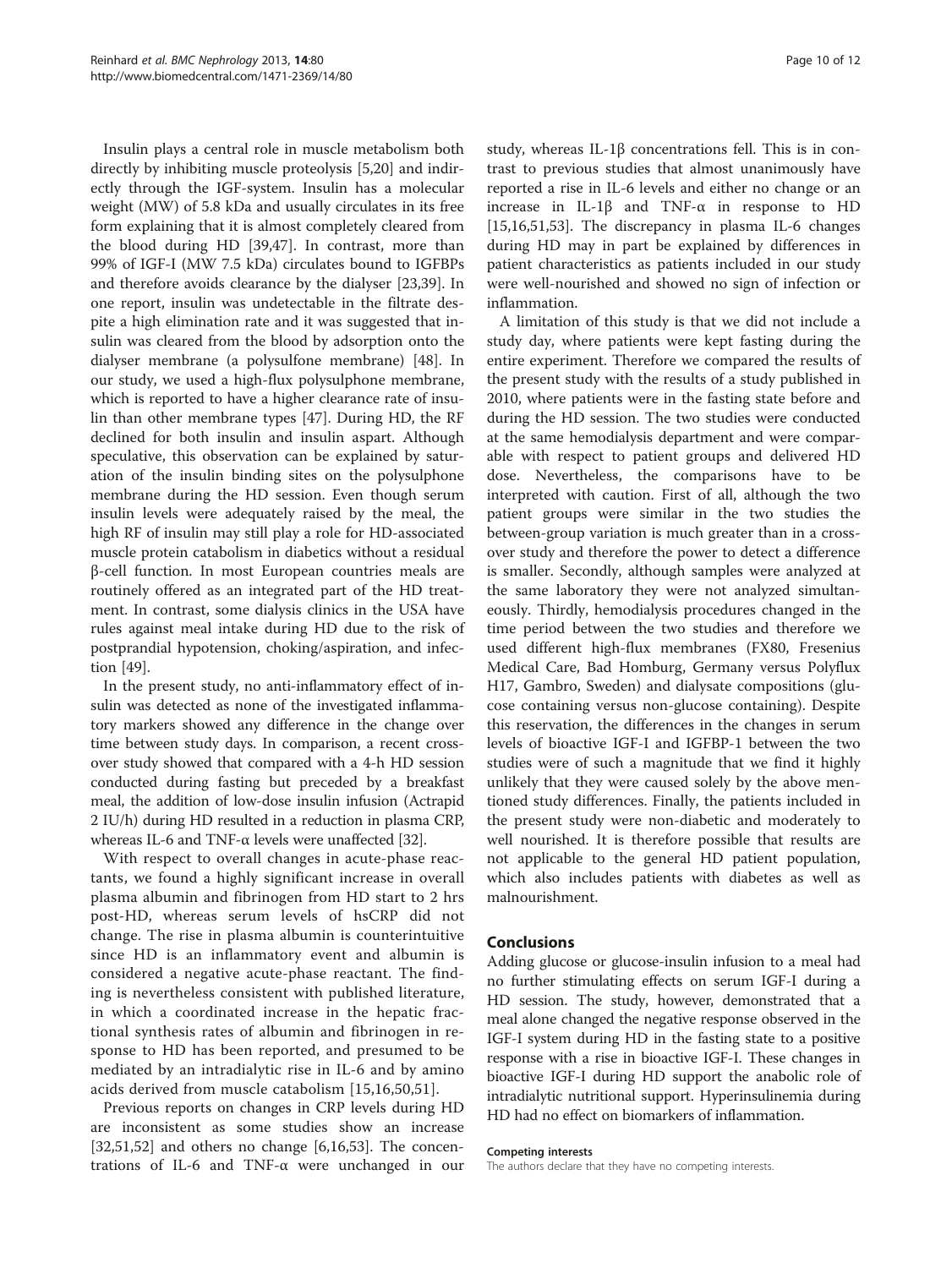Insulin plays a central role in muscle metabolism both directly by inhibiting muscle proteolysis [5,20] and indirectly through the IGF-system. Insulin has a molecular weight (MW) of 5.8 kDa and usually circulates in its free form explaining that it is almost completely cleared from the blood during HD [39,47]. In contrast, more than 99% of IGF-I (MW 7.5 kDa) circulates bound to IGFBPs and therefore avoids clearance by the dialyser [23,39]. In one report, insulin was undetectable in the filtrate despite a high elimination rate and it was suggested that insulin was cleared from the blood by adsorption onto the dialyser membrane (a polysulfone membrane) [48]. In our study, we used a high-flux polysulphone membrane, which is reported to have a higher clearance rate of insulin than other membrane types [47]. During HD, the RF declined for both insulin and insulin aspart. Although speculative, this observation can be explained by saturation of the insulin binding sites on the polysulphone membrane during the HD session. Even though serum insulin levels were adequately raised by the meal, the high RF of insulin may still play a role for HD-associated muscle protein catabolism in diabetics without a residual β-cell function. In most European countries meals are routinely offered as an integrated part of the HD treatment. In contrast, some dialysis clinics in the USA have rules against meal intake during HD due to the risk of postprandial hypotension, choking/aspiration, and infection [49].

In the present study, no anti-inflammatory effect of insulin was detected as none of the investigated inflammatory markers showed any difference in the change over time between study days. In comparison, a recent crossover study showed that compared with a 4-h HD session conducted during fasting but preceded by a breakfast meal, the addition of low-dose insulin infusion (Actrapid 2 IU/h) during HD resulted in a reduction in plasma CRP, whereas IL-6 and TNF-α levels were unaffected [32].

With respect to overall changes in acute-phase reactants, we found a highly significant increase in overall plasma albumin and fibrinogen from HD start to 2 hrs post-HD, whereas serum levels of hsCRP did not change. The rise in plasma albumin is counterintuitive since HD is an inflammatory event and albumin is considered a negative acute-phase reactant. The finding is nevertheless consistent with published literature, in which a coordinated increase in the hepatic fractional synthesis rates of albumin and fibrinogen in response to HD has been reported, and presumed to be mediated by an intradialytic rise in IL-6 and by amino acids derived from muscle catabolism [15,16,50,51].

Previous reports on changes in CRP levels during HD are inconsistent as some studies show an increase [32,51,52] and others no change [6,16,53]. The concentrations of IL-6 and TNF-α were unchanged in our study, whereas IL-1β concentrations fell. This is in contrast to previous studies that almost unanimously have reported a rise in IL-6 levels and either no change or an increase in IL-1β and TNF-α in response to HD [15,16,51,53]. The discrepancy in plasma IL-6 changes during HD may in part be explained by differences in patient characteristics as patients included in our study were well-nourished and showed no sign of infection or inflammation.

A limitation of this study is that we did not include a study day, where patients were kept fasting during the entire experiment. Therefore we compared the results of the present study with the results of a study published in 2010, where patients were in the fasting state before and during the HD session. The two studies were conducted at the same hemodialysis department and were comparable with respect to patient groups and delivered HD dose. Nevertheless, the comparisons have to be interpreted with caution. First of all, although the two patient groups were similar in the two studies the between-group variation is much greater than in a crossover study and therefore the power to detect a difference is smaller. Secondly, although samples were analyzed at the same laboratory they were not analyzed simultaneously. Thirdly, hemodialysis procedures changed in the time period between the two studies and therefore we used different high-flux membranes (FX80, Fresenius Medical Care, Bad Homburg, Germany versus Polyflux H17, Gambro, Sweden) and dialysate compositions (glucose containing versus non-glucose containing). Despite this reservation, the differences in the changes in serum levels of bioactive IGF-I and IGFBP-1 between the two studies were of such a magnitude that we find it highly unlikely that they were caused solely by the above mentioned study differences. Finally, the patients included in the present study were non-diabetic and moderately to well nourished. It is therefore possible that results are not applicable to the general HD patient population, which also includes patients with diabetes as well as malnourishment.

## Conclusions

Adding glucose or glucose-insulin infusion to a meal had no further stimulating effects on serum IGF-I during a HD session. The study, however, demonstrated that a meal alone changed the negative response observed in the IGF-I system during HD in the fasting state to a positive response with a rise in bioactive IGF-I. These changes in bioactive IGF-I during HD support the anabolic role of intradialytic nutritional support. Hyperinsulinemia during HD had no effect on biomarkers of inflammation.

#### Competing interests

The authors declare that they have no competing interests.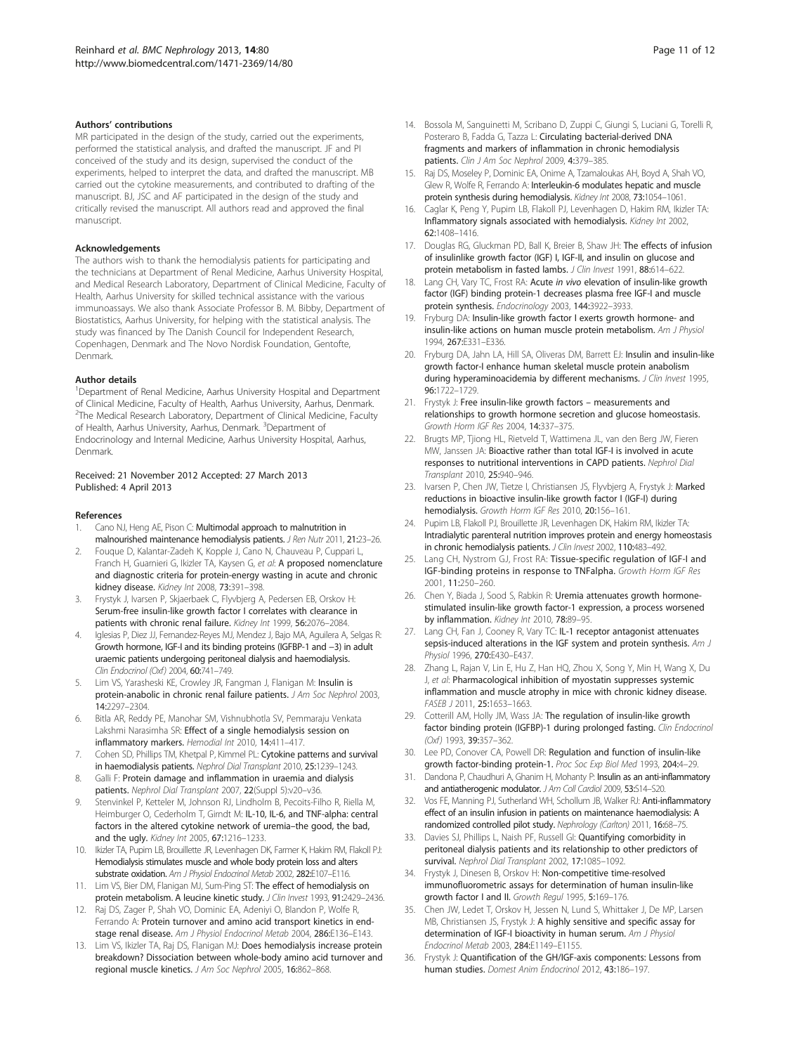### Authors' contributions

MR participated in the design of the study, carried out the experiments, performed the statistical analysis, and drafted the manuscript. JF and PI conceived of the study and its design, supervised the conduct of the experiments, helped to interpret the data, and drafted the manuscript. MB carried out the cytokine measurements, and contributed to drafting of the manuscript. BJ, JSC and AF participated in the design of the study and critically revised the manuscript. All authors read and approved the final manuscript.

### Acknowledgements

The authors wish to thank the hemodialysis patients for participating and the technicians at Department of Renal Medicine, Aarhus University Hospital, and Medical Research Laboratory, Department of Clinical Medicine, Faculty of Health, Aarhus University for skilled technical assistance with the various immunoassays. We also thank Associate Professor B. M. Bibby, Department of Biostatistics, Aarhus University, for helping with the statistical analysis. The study was financed by The Danish Council for Independent Research, Copenhagen, Denmark and The Novo Nordisk Foundation, Gentofte, Denmark.

### Author details

[1]Department of Renal Medicine, Aarhus University Hospital and Department of Clinical Medicine, Faculty of Health, Aarhus University, Aarhus, Denmark. [2]The Medical Research Laboratory, Department of Clinical Medicine, Faculty of Health, Aarhus University, Aarhus, Denmark. [3]Department of Endocrinology and Internal Medicine, Aarhus University Hospital, Aarhus, Denmark.

Received: 21 November 2012 Accepted: 27 March 2013
Published: 4 April 2013

### References

1. Cano NJ, Heng AE, Pison C: **Multimodal approach to malnutrition in malnourished maintenance hemodialysis patients.** *J Ren Nutr* 2011, **21:**23–26.
2. Fouque D, Kalantar-Zadeh K, Kopple J, Cano N, Chauveau P, Cuppari L, Franch H, Guarnieri G, Ikizler TA, Kaysen G, *et al*: **A proposed nomenclature and diagnostic criteria for protein-energy wasting in acute and chronic kidney disease.** *Kidney Int* 2008, **73:**391–398.
3. Frystyk J, Ivarsen P, Skjaerbaek C, Flyvbjerg A, Pedersen EB, Orskov H: **Serum-free insulin-like growth factor I correlates with clearance in patients with chronic renal failure.** *Kidney Int* 1999, **56:**2076–2084.
4. Iglesias P, Diez JJ, Fernandez-Reyes MJ, Mendez J, Bajo MA, Aguilera A, Selgas R: **Growth hormone, IGF-I and its binding proteins (IGFBP-1 and −3) in adult uraemic patients undergoing peritoneal dialysis and haemodialysis.** *Clin Endocrinol (Oxf)* 2004, **60:**741–749.
5. Lim VS, Yarasheski KE, Crowley JR, Fangman J, Flanigan M: **Insulin is protein-anabolic in chronic renal failure patients.** *J Am Soc Nephrol* 2003, **14:**2297–2304.
6. Bitla AR, Reddy PE, Manohar SM, Vishnubhotla SV, Pemmaraju Venkata Lakshmi Narasimha SR: **Effect of a single hemodialysis session on inflammatory markers.** *Hemodial Int* 2010, **14:**411–417.
7. Cohen SD, Phillips TM, Khetpal P, Kimmel PL: **Cytokine patterns and survival in haemodialysis patients.** *Nephrol Dial Transplant* 2010, **25:**1239–1243.
8. Galli F: **Protein damage and inflammation in uraemia and dialysis patients.** *Nephrol Dial Transplant* 2007, **22**(Suppl 5):v20–v36.
9. Stenvinkel P, Ketteler M, Johnson RJ, Lindholm B, Pecoits-Filho R, Riella M, Heimburger O, Cederholm T, Girndt M: **IL-10, IL-6, and TNF-alpha: central factors in the altered cytokine network of uremia–the good, the bad, and the ugly.** *Kidney Int* 2005, **67:**1216–1233.
10. Ikizler TA, Pupim LB, Brouillette JR, Levenhagen DK, Farmer K, Hakim RM, Flakoll PJ: **Hemodialysis stimulates muscle and whole body protein loss and alters substrate oxidation.** *Am J Physiol Endocrinol Metab* 2002, **282:**E107–E116.
11. Lim VS, Bier DM, Flanigan MJ, Sum-Ping ST: **The effect of hemodialysis on protein metabolism. A leucine kinetic study.** *J Clin Invest* 1993, **91:**2429–2436.
12. Raj DS, Zager P, Shah VO, Dominic EA, Adeniyi O, Blandon P, Wolfe R, Ferrando A: **Protein turnover and amino acid transport kinetics in end-stage renal disease.** *Am J Physiol Endocrinol Metab* 2004, **286:**E136–E143.
13. Lim VS, Ikizler TA, Raj DS, Flanigan MJ: **Does hemodialysis increase protein breakdown? Dissociation between whole-body amino acid turnover and regional muscle kinetics.** *J Am Soc Nephrol* 2005, **16:**862–868.
14. Bossola M, Sanguinetti M, Scribano D, Zuppi C, Giungi S, Luciani G, Torelli R, Posteraro B, Fadda G, Tazza L: **Circulating bacterial-derived DNA fragments and markers of inflammation in chronic hemodialysis patients.** *Clin J Am Soc Nephrol* 2009, **4:**379–385.
15. Raj DS, Moseley P, Dominic EA, Onime A, Tzamaloukas AH, Boyd A, Shah VO, Glew R, Wolfe R, Ferrando A: **Interleukin-6 modulates hepatic and muscle protein synthesis during hemodialysis.** *Kidney Int* 2008, **73:**1054–1061.
16. Caglar K, Peng Y, Pupim LB, Flakoll PJ, Levenhagen D, Hakim RM, Ikizler TA: **Inflammatory signals associated with hemodialysis.** *Kidney Int* 2002, **62:**1408–1416.
17. Douglas RG, Gluckman PD, Ball K, Breier B, Shaw JH: **The effects of infusion of insulinlike growth factor (IGF) I, IGF-II, and insulin on glucose and protein metabolism in fasted lambs.** *J Clin Invest* 1991, **88:**614–622.
18. Lang CH, Vary TC, Frost RA: **Acute *in vivo* elevation of insulin-like growth factor (IGF) binding protein-1 decreases plasma free IGF-I and muscle protein synthesis.** *Endocrinology* 2003, **144:**3922–3933.
19. Fryburg DA: **Insulin-like growth factor I exerts growth hormone- and insulin-like actions on human muscle protein metabolism.** *Am J Physiol* 1994, **267:**E331–E336.
20. Fryburg DA, Jahn LA, Hill SA, Oliveras DM, Barrett EJ: **Insulin and insulin-like growth factor-I enhance human skeletal muscle protein anabolism during hyperaminoacidemia by different mechanisms.** *J Clin Invest* 1995, **96:**1722–1729.
21. Frystyk J: **Free insulin-like growth factors – measurements and relationships to growth hormone secretion and glucose homeostasis.** *Growth Horm IGF Res* 2004, **14:**337–375.
22. Brugts MP, Tjiong HL, Rietveld T, Wattimena JL, van den Berg JW, Fieren MW, Janssen JA: **Bioactive rather than total IGF-I is involved in acute responses to nutritional interventions in CAPD patients.** *Nephrol Dial Transplant* 2010, **25:**940–946.
23. Ivarsen P, Chen JW, Tietze I, Christiansen JS, Flyvbjerg A, Frystyk J: **Marked reductions in bioactive insulin-like growth factor I (IGF-I) during hemodialysis.** *Growth Horm IGF Res* 2010, **20:**156–161.
24. Pupim LB, Flakoll PJ, Brouillette JR, Levenhagen DK, Hakim RM, Ikizler TA: **Intradialytic parenteral nutrition improves protein and energy homeostasis in chronic hemodialysis patients.** *J Clin Invest* 2002, **110:**483–492.
25. Lang CH, Nystrom GJ, Frost RA: **Tissue-specific regulation of IGF-I and IGF-binding proteins in response to TNFalpha.** *Growth Horm IGF Res* 2001, **11:**250–260.
26. Chen Y, Biada J, Sood S, Rabkin R: **Uremia attenuates growth hormone-stimulated insulin-like growth factor-1 expression, a process worsened by inflammation.** *Kidney Int* 2010, **78:**89–95.
27. Lang CH, Fan J, Cooney R, Vary TC: **IL-1 receptor antagonist attenuates sepsis-induced alterations in the IGF system and protein synthesis.** *Am J Physiol* 1996, **270:**E430–E437.
28. Zhang L, Rajan V, Lin E, Hu Z, Han HQ, Zhou X, Song Y, Min H, Wang X, Du J, *et al*: **Pharmacological inhibition of myostatin suppresses systemic inflammation and muscle atrophy in mice with chronic kidney disease.** *FASEB J* 2011, **25:**1653–1663.
29. Cotterill AM, Holly JM, Wass JA: **The regulation of insulin-like growth factor binding protein (IGFBP)-1 during prolonged fasting.** *Clin Endocrinol (Oxf)* 1993, **39:**357–362.
30. Lee PD, Conover CA, Powell DR: **Regulation and function of insulin-like growth factor-binding protein-1.** *Proc Soc Exp Biol Med* 1993, **204:**4–29.
31. Dandona P, Chaudhuri A, Ghanim H, Mohanty P: **Insulin as an anti-inflammatory and antiatherogenic modulator.** *J Am Coll Cardiol* 2009, **53:**S14–S20.
32. Vos FE, Manning PJ, Sutherland WH, Schollum JB, Walker RJ: **Anti-inflammatory effect of an insulin infusion in patients on maintenance haemodialysis: A randomized controlled pilot study.** *Nephrology (Carlton)* 2011, **16:**68–75.
33. Davies SJ, Phillips L, Naish PF, Russell GI: **Quantifying comorbidity in peritoneal dialysis patients and its relationship to other predictors of survival.** *Nephrol Dial Transplant* 2002, **17:**1085–1092.
34. Frystyk J, Dinesen B, Orskov H: **Non-competitive time-resolved immunofluorometric assays for determination of human insulin-like growth factor I and II.** *Growth Regul* 1995, **5:**169–176.
35. Chen JW, Ledet T, Orskov H, Jessen N, Lund S, Whittaker J, De MP, Larsen MB, Christiansen JS, Frystyk J: **A highly sensitive and specific assay for determination of IGF-I bioactivity in human serum.** *Am J Physiol Endocrinol Metab* 2003, **284:**E1149–E1155.
36. Frystyk J: **Quantification of the GH/IGF-axis components: Lessons from human studies.** *Domest Anim Endocrinol* 2012, **43:**186–197.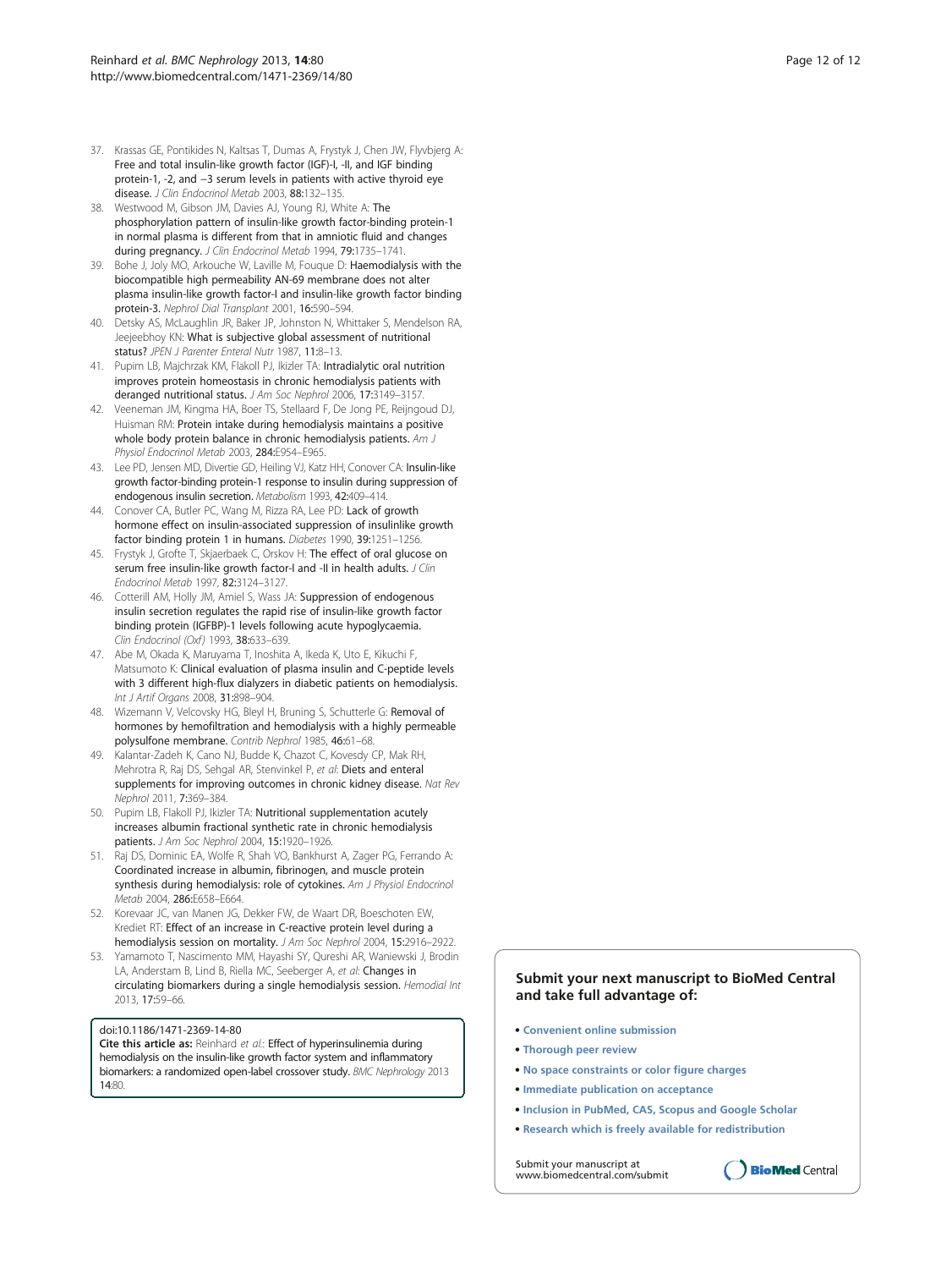37. Krassas GE, Pontikides N, Kaltsas T, Dumas A, Frystyk J, Chen JW, Flyvbjerg A: **Free and total insulin-like growth factor (IGF)-I, -II, and IGF binding protein-1, -2, and −3 serum levels in patients with active thyroid eye disease.** *J Clin Endocrinol Metab* 2003, **88:**132–135.
38. Westwood M, Gibson JM, Davies AJ, Young RJ, White A: **The phosphorylation pattern of insulin-like growth factor-binding protein-1 in normal plasma is different from that in amniotic fluid and changes during pregnancy.** *J Clin Endocrinol Metab* 1994, **79:**1735–1741.
39. Bohe J, Joly MO, Arkouche W, Laville M, Fouque D: **Haemodialysis with the biocompatible high permeability AN-69 membrane does not alter plasma insulin-like growth factor-I and insulin-like growth factor binding protein-3.** *Nephrol Dial Transplant* 2001, **16:**590–594.
40. Detsky AS, McLaughlin JR, Baker JP, Johnston N, Whittaker S, Mendelson RA, Jeejeebhoy KN: **What is subjective global assessment of nutritional status?** *JPEN J Parenter Enteral Nutr* 1987, **11:**8–13.
41. Pupim LB, Majchrzak KM, Flakoll PJ, Ikizler TA: **Intradialytic oral nutrition improves protein homeostasis in chronic hemodialysis patients with deranged nutritional status.** *J Am Soc Nephrol* 2006, **17:**3149–3157.
42. Veeneman JM, Kingma HA, Boer TS, Stellaard F, De Jong PE, Reijngoud DJ, Huisman RM: **Protein intake during hemodialysis maintains a positive whole body protein balance in chronic hemodialysis patients.** *Am J Physiol Endocrinol Metab* 2003, **284:**E954–E965.
43. Lee PD, Jensen MD, Divertie GD, Heiling VJ, Katz HH, Conover CA: **Insulin-like growth factor-binding protein-1 response to insulin during suppression of endogenous insulin secretion.** *Metabolism* 1993, **42:**409–414.
44. Conover CA, Butler PC, Wang M, Rizza RA, Lee PD: **Lack of growth hormone effect on insulin-associated suppression of insulinlike growth factor binding protein 1 in humans.** *Diabetes* 1990, **39:**1251–1256.
45. Frystyk J, Grofte T, Skjaerbaek C, Orskov H: **The effect of oral glucose on serum free insulin-like growth factor-I and -II in health adults.** *J Clin Endocrinol Metab* 1997, **82:**3124–3127.
46. Cotterill AM, Holly JM, Amiel S, Wass JA: **Suppression of endogenous insulin secretion regulates the rapid rise of insulin-like growth factor binding protein (IGFBP)-1 levels following acute hypoglycaemia.** *Clin Endocrinol (Oxf)* 1993, **38:**633–639.
47. Abe M, Okada K, Maruyama T, Inoshita A, Ikeda K, Uto E, Kikuchi F, Matsumoto K: **Clinical evaluation of plasma insulin and C-peptide levels with 3 different high-flux dialyzers in diabetic patients on hemodialysis.** *Int J Artif Organs* 2008, **31:**898–904.
48. Wizemann V, Velcovsky HG, Bleyl H, Bruning S, Schutterle G: **Removal of hormones by hemofiltration and hemodialysis with a highly permeable polysulfone membrane.** *Contrib Nephrol* 1985, **46:**61–68.
49. Kalantar-Zadeh K, Cano NJ, Budde K, Chazot C, Kovesdy CP, Mak RH, Mehrotra R, Raj DS, Sehgal AR, Stenvinkel P, *et al*: **Diets and enteral supplements for improving outcomes in chronic kidney disease.** *Nat Rev Nephrol* 2011, **7:**369–384.
50. Pupim LB, Flakoll PJ, Ikizler TA: **Nutritional supplementation acutely increases albumin fractional synthetic rate in chronic hemodialysis patients.** *J Am Soc Nephrol* 2004, **15:**1920–1926.
51. Raj DS, Dominic EA, Wolfe R, Shah VO, Bankhurst A, Zager PG, Ferrando A: **Coordinated increase in albumin, fibrinogen, and muscle protein synthesis during hemodialysis: role of cytokines.** *Am J Physiol Endocrinol Metab* 2004, **286:**E658–E664.
52. Korevaar JC, van Manen JG, Dekker FW, de Waart DR, Boeschoten EW, Krediet RT: **Effect of an increase in C-reactive protein level during a hemodialysis session on mortality.** *J Am Soc Nephrol* 2004, **15:**2916–2922.
53. Yamamoto T, Nascimento MM, Hayashi SY, Qureshi AR, Waniewski J, Brodin LA, Anderstam B, Lind B, Riella MC, Seeberger A, *et al*: **Changes in circulating biomarkers during a single hemodialysis session.** *Hemodial Int* 2013, **17:**59–66.

doi:10.1186/1471-2369-14-80

**Cite this article as:** Reinhard *et al.*: Effect of hyperinsulinemia during hemodialysis on the insulin-like growth factor system and inflammatory biomarkers: a randomized open-label crossover study. *BMC Nephrology* 2013 14:80.

**Submit your next manuscript to BioMed Central and take full advantage of:**

- **Convenient online submission**
- **Thorough peer review**
- **No space constraints or color figure charges**
- **Immediate publication on acceptance**
- **Inclusion in PubMed, CAS, Scopus and Google Scholar**
- **Research which is freely available for redistribution**

Submit your manuscript at www.biomedcentral.com/submit

BioMed Central